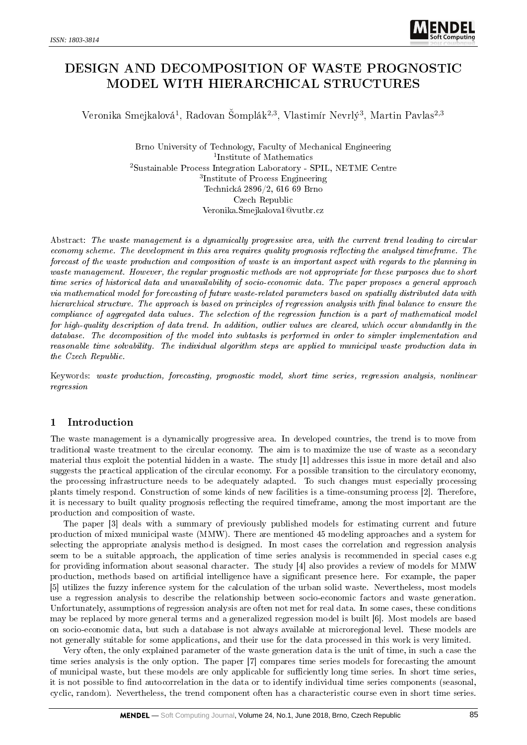# DESIGN AND DECOMPOSITION OF WASTE PROGNOSTIC MODEL WITH HIERARCHICAL STRUCTURES

Veronika Smejkalová[1], Radovan Šomplák[2,3], Vlastimír Nevrlý[3], Martin Pavlas[2,3]

Brno University of Technology, Faculty of Mechanical Engineering
[1]Institute of Mathematics
[2]Sustainable Process Integration Laboratory - SPIL, NETME Centre
[3]Institute of Process Engineering
Technická 2896/2, 616 69 Brno
Czech Republic
Veronika.Smejkalova1@vutbr.cz

Abstract: *The waste management is a dynamically progressive area, with the current trend leading to circular economy scheme. The development in this area requires quality prognosis reflecting the analysed timeframe. The forecast of the waste production and composition of waste is an important aspect with regards to the planning in waste management. However, the regular prognostic methods are not appropriate for these purposes due to short time series of historical data and unavailability of socio-economic data. The paper proposes a general approach via mathematical model for forecasting of future waste-related parameters based on spatially distributed data with hierarchical structure. The approach is based on principles of regression analysis with final balance to ensure the compliance of aggregated data values. The selection of the regression function is a part of mathematical model for high-quality description of data trend. In addition, outlier values are cleared, which occur abundantly in the database. The decomposition of the model into subtasks is performed in order to simpler implementation and reasonable time solvability. The individual algorithm steps are applied to municipal waste production data in the Czech Republic.*

Keywords: *waste production, forecasting, prognostic model, short time series, regression analysis, nonlinear regression*

## 1 Introduction

The waste management is a dynamically progressive area. In developed countries, the trend is to move from traditional waste treatment to the circular economy. The aim is to maximize the use of waste as a secondary material thus exploit the potential hidden in a waste. The study [1] addresses this issue in more detail and also suggests the practical application of the circular economy. For a possible transition to the circulatory economy, the processing infrastructure needs to be adequately adapted. To such changes must especially processing plants timely respond. Construction of some kinds of new facilities is a time-consuming process [2]. Therefore, it is necessary to built quality prognosis reflecting the required timeframe, among the most important are the production and composition of waste.

The paper [3] deals with a summary of previously published models for estimating current and future production of mixed municipal waste (MMW). There are mentioned 45 modeling approaches and a system for selecting the appropriate analysis method is designed. In most cases the correlation and regression analysis seem to be a suitable approach, the application of time series analysis is recommended in special cases e.g for providing information about seasonal character. The study [4] also provides a review of models for MMW production, methods based on artificial intelligence have a significant presence here. For example, the paper [5] utilizes the fuzzy inference system for the calculation of the urban solid waste. Nevertheless, most models use a regression analysis to describe the relationship between socio-economic factors and waste generation. Unfortunately, assumptions of regression analysis are often not met for real data. In some cases, these conditions may be replaced by more general terms and a generalized regression model is built [6]. Most models are based on socio-economic data, but such a database is not always available at microregional level. These models are not generally suitable for some applications, and their use for the data processed in this work is very limited.

Very often, the only explained parameter of the waste generation data is the unit of time, in such a case the time series analysis is the only option. The paper [7] compares time series models for forecasting the amount of municipal waste, but these models are only applicable for sufficiently long time series. In short time series, it is not possible to find autocorrelation in the data or to identify individual time series components (seasonal, cyclic, random). Nevertheless, the trend component often has a characteristic course even in short time series.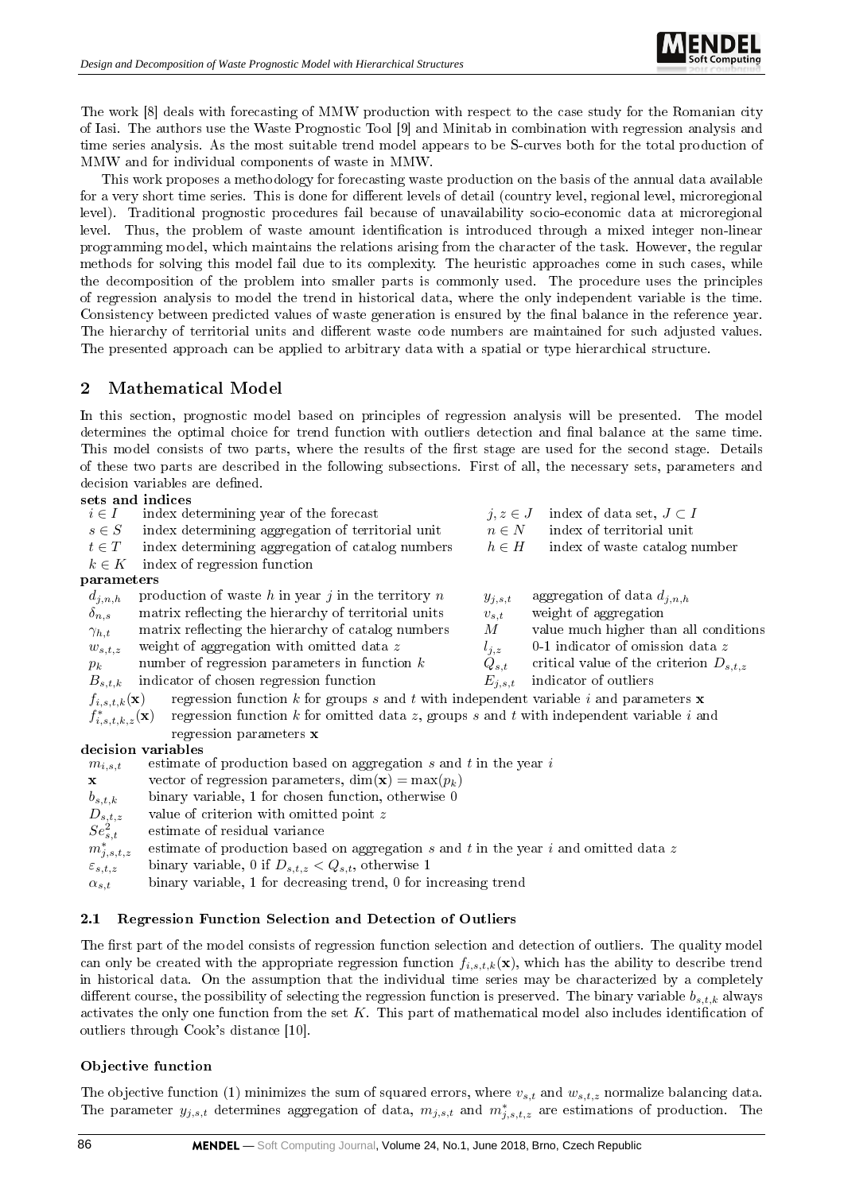The work [8] deals with forecasting of MMW production with respect to the case study for the Romanian city of Iasi. The authors use the Waste Prognostic Tool [9] and Minitab in combination with regression analysis and time series analysis. As the most suitable trend model appears to be S-curves both for the total production of MMW and for individual components of waste in MMW.

This work proposes a methodology for forecasting waste production on the basis of the annual data available for a very short time series. This is done for different levels of detail (country level, regional level, microregional level). Traditional prognostic procedures fail because of unavailability socio-economic data at microregional level. Thus, the problem of waste amount identification is introduced through a mixed integer non-linear programming model, which maintains the relations arising from the character of the task. However, the regular methods for solving this model fail due to its complexity. The heuristic approaches come in such cases, while the decomposition of the problem into smaller parts is commonly used. The procedure uses the principles of regression analysis to model the trend in historical data, where the only independent variable is the time. Consistency between predicted values of waste generation is ensured by the final balance in the reference year. The hierarchy of territorial units and different waste code numbers are maintained for such adjusted values. The presented approach can be applied to arbitrary data with a spatial or type hierarchical structure.

## 2 Mathematical Model

In this section, prognostic model based on principles of regression analysis will be presented. The model determines the optimal choice for trend function with outliers detection and final balance at the same time. This model consists of two parts, where the results of the first stage are used for the second stage. Details of these two parts are described in the following subsections. First of all, the necessary sets, parameters and decision variables are defined.

**sets and indices**

| | | | |
|---|---|---|---|
| $i \in I$ | index determining year of the forecast | $j, z \in J$ | index of data set, $J \subset I$ |
| $s \in S$ | index determining aggregation of territorial unit | $n \in N$ | index of territorial unit |
| $t \in T$ | index determining aggregation of catalog numbers | $h \in H$ | index of waste catalog number |
| $k \in K$ | index of regression function | | |

**parameters**

| | | | |
|---|---|---|---|
| $d_{j,n,h}$ | production of waste $h$ in year $j$ in the territory $n$ | $y_{j,s,t}$ | aggregation of data $d_{j,n,h}$ |
| $\delta_{n,s}$ | matrix reflecting the hierarchy of territorial units | $v_{s,t}$ | weight of aggregation |
| $\gamma_{h,t}$ | matrix reflecting the hierarchy of catalog numbers | $M$ | value much higher than all conditions |
| $w_{s,t,z}$ | weight of aggregation with omitted data $z$ | $l_{j,z}$ | 0-1 indicator of omission data $z$ |
| $p_k$ | number of regression parameters in function $k$ | $Q_{s,t}$ | critical value of the criterion $D_{s,t,z}$ |
| $B_{s,t,k}$ | indicator of chosen regression function | $E_{j,s,t}$ | indicator of outliers |

| | |
|---|---|
| $f_{i,s,t,k}(\mathbf{x})$ | regression function $k$ for groups $s$ and $t$ with independent variable $i$ and parameters $\mathbf{x}$ |
| $f^*_{i,s,t,k,z}(\mathbf{x})$ | regression function $k$ for omitted data $z$, groups $s$ and $t$ with independent variable $i$ and regression parameters $\mathbf{x}$ |

**decision variables**

| | |
|---|---|
| $m_{i,s,t}$ | estimate of production based on aggregation $s$ and $t$ in the year $i$ |
| $\mathbf{x}$ | vector of regression parameters, $\dim(\mathbf{x}) = \max(p_k)$ |
| $b_{s,t,k}$ | binary variable, 1 for chosen function, otherwise 0 |
| $D_{s,t,z}$ | value of criterion with omitted point $z$ |
| $Se^2_{s,t}$ | estimate of residual variance |
| $m^*_{j,s,t,z}$ | estimate of production based on aggregation $s$ and $t$ in the year $i$ and omitted data $z$ |
| $\varepsilon_{s,t,z}$ | binary variable, 0 if $D_{s,t,z} < Q_{s,t}$, otherwise 1 |
| $\alpha_{s,t}$ | binary variable, 1 for decreasing trend, 0 for increasing trend |

### 2.1 Regression Function Selection and Detection of Outliers

The first part of the model consists of regression function selection and detection of outliers. The quality model can only be created with the appropriate regression function $f_{i,s,t,k}(\mathbf{x})$, which has the ability to describe trend in historical data. On the assumption that the individual time series may be characterized by a completely different course, the possibility of selecting the regression function is preserved. The binary variable $b_{s,t,k}$ always activates the only one function from the set $K$. This part of mathematical model also includes identification of outliers through Cook's distance [10].

**Objective function**

The objective function (1) minimizes the sum of squared errors, where $v_{s,t}$ and $w_{s,t,z}$ normalize balancing data. The parameter $y_{j,s,t}$ determines aggregation of data, $m_{j,s,t}$ and $m^*_{j,s,t,z}$ are estimations of production. The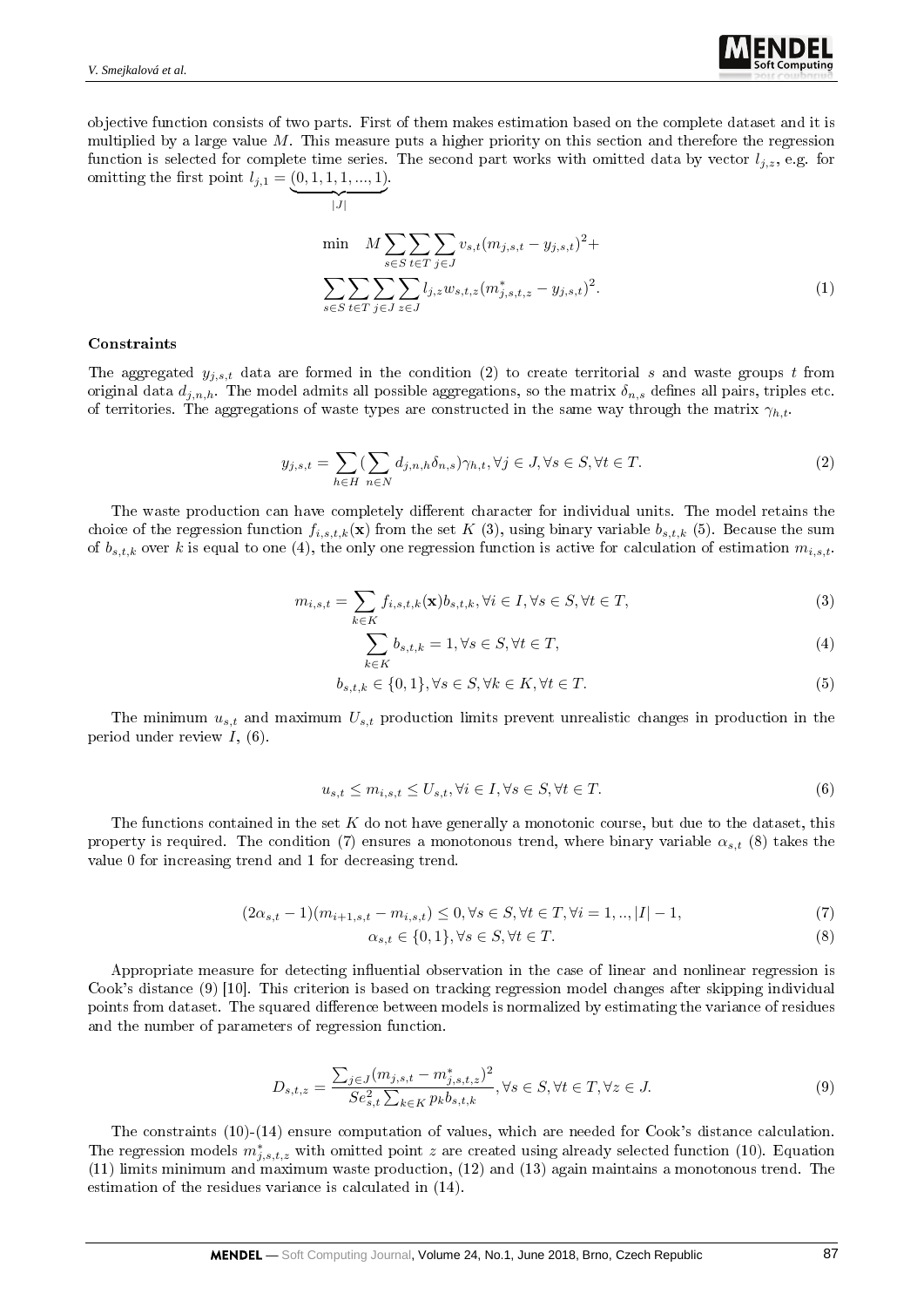objective function consists of two parts. First of them makes estimation based on the complete dataset and it is multiplied by a large value $M$. This measure puts a higher priority on this section and therefore the regression function is selected for complete time series. The second part works with omitted data by vector $l_{j,z}$, e.g. for omitting the first point $l_{j,1} = \underbrace{(0, 1, 1, 1, ..., 1)}_{|J|}$.

$$\min \quad M \sum_{s \in S} \sum_{t \in T} \sum_{j \in J} v_{s,t}(m_{j,s,t} - y_{j,s,t})^2 + \\ \sum_{s \in S} \sum_{t \in T} \sum_{j \in J} \sum_{z \in J} l_{j,z} w_{s,t,z} (m^*_{j,s,t,z} - y_{j,s,t})^2. \tag{1}$$

**Constraints**

The aggregated $y_{j,s,t}$ data are formed in the condition (2) to create territorial $s$ and waste groups $t$ from original data $d_{j,n,h}$. The model admits all possible aggregations, so the matrix $\delta_{n,s}$ defines all pairs, triples etc. of territories. The aggregations of waste types are constructed in the same way through the matrix $\gamma_{h,t}$.

$$y_{j,s,t} = \sum_{h \in H} (\sum_{n \in N} d_{j,n,h} \delta_{n,s}) \gamma_{h,t}, \forall j \in J, \forall s \in S, \forall t \in T. \tag{2}$$

The waste production can have completely different character for individual units. The model retains the choice of the regression function $f_{i,s,t,k}(\mathbf{x})$ from the set $K$ (3), using binary variable $b_{s,t,k}$ (5). Because the sum of $b_{s,t,k}$ over $k$ is equal to one (4), the only one regression function is active for calculation of estimation $m_{i,s,t}$.

$$m_{i,s,t} = \sum_{k \in K} f_{i,s,t,k}(\mathbf{x}) b_{s,t,k}, \forall i \in I, \forall s \in S, \forall t \in T, \tag{3}$$

$$\sum_{k \in K} b_{s,t,k} = 1, \forall s \in S, \forall t \in T, \tag{4}$$

$$b_{s,t,k} \in \{0, 1\}, \forall s \in S, \forall k \in K, \forall t \in T. \tag{5}$$

The minimum $u_{s,t}$ and maximum $U_{s,t}$ production limits prevent unrealistic changes in production in the period under review $I$, (6).

$$u_{s,t} \leq m_{i,s,t} \leq U_{s,t}, \forall i \in I, \forall s \in S, \forall t \in T. \tag{6}$$

The functions contained in the set $K$ do not have generally a monotonic course, but due to the dataset, this property is required. The condition (7) ensures a monotonous trend, where binary variable $\alpha_{s,t}$ (8) takes the value 0 for increasing trend and 1 for decreasing trend.

$$(2\alpha_{s,t} - 1)(m_{i+1,s,t} - m_{i,s,t}) \leq 0, \forall s \in S, \forall t \in T, \forall i = 1, .., |I| - 1, \tag{7}$$

$$\alpha_{s,t} \in \{0, 1\}, \forall s \in S, \forall t \in T. \tag{8}$$

Appropriate measure for detecting influential observation in the case of linear and nonlinear regression is Cook's distance (9) [10]. This criterion is based on tracking regression model changes after skipping individual points from dataset. The squared difference between models is normalized by estimating the variance of residues and the number of parameters of regression function.

$$D_{s,t,z} = \frac{\sum_{j \in J} (m_{j,s,t} - m^*_{j,s,t,z})^2}{Se^2_{s,t} \sum_{k \in K} p_k b_{s,t,k}}, \forall s \in S, \forall t \in T, \forall z \in J. \tag{9}$$

The constraints (10)-(14) ensure computation of values, which are needed for Cook's distance calculation. The regression models $m^*_{j,s,t,z}$ with omitted point $z$ are created using already selected function (10). Equation (11) limits minimum and maximum waste production, (12) and (13) again maintains a monotonous trend. The estimation of the residues variance is calculated in (14).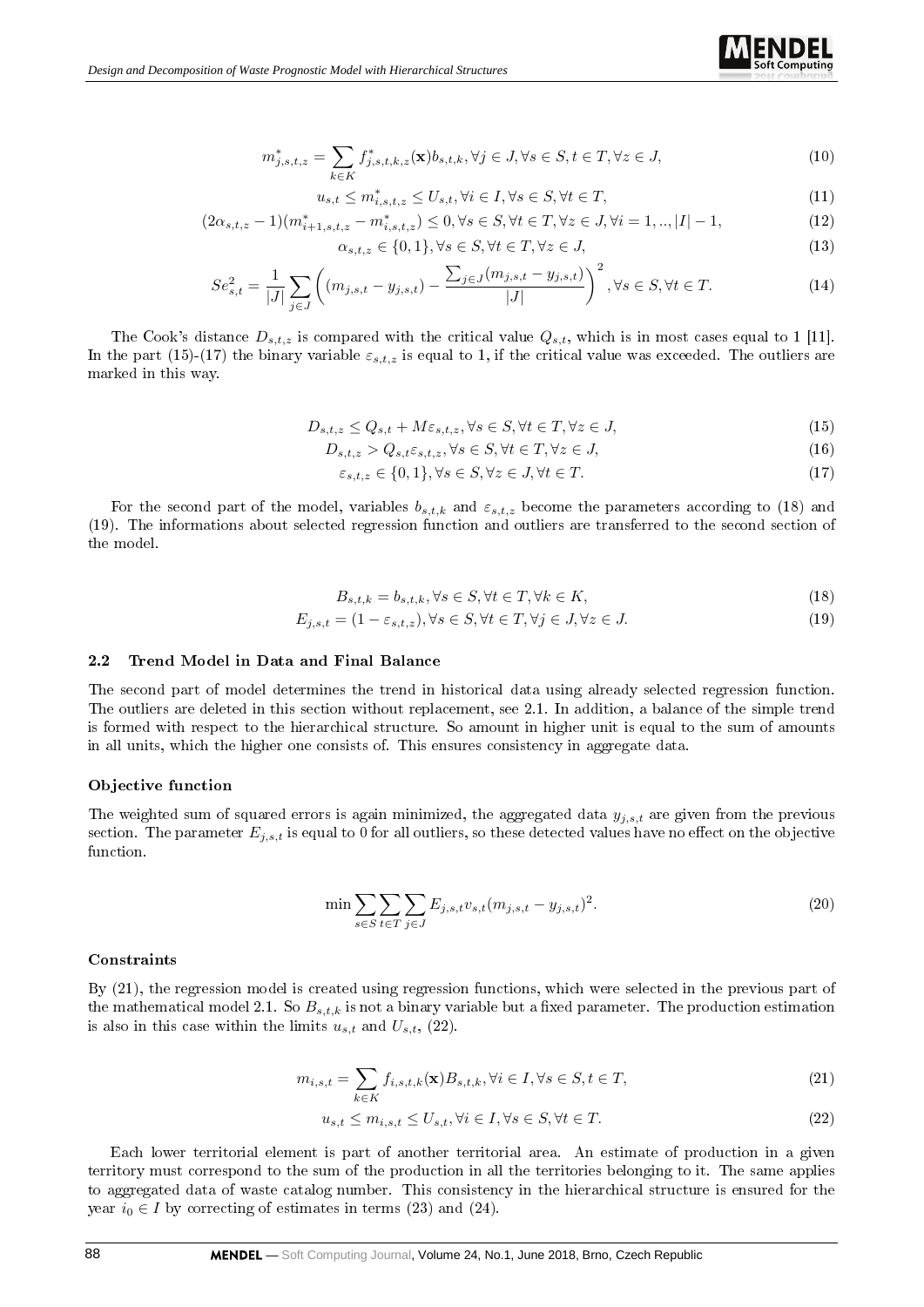$$m^*_{j,s,t,z} = \sum_{k \in K} f^*_{j,s,t,k,z}(\mathbf{x}) b_{s,t,k}, \forall j \in J, \forall s \in S, t \in T, \forall z \in J, \tag{10}$$

$$u_{s,t} \leq m^*_{i,s,t,z} \leq U_{s,t}, \forall i \in I, \forall s \in S, \forall t \in T, \tag{11}$$

$$(2\alpha_{s,t,z} - 1)(m^*_{i+1,s,t,z} - m^*_{i,s,t,z}) \leq 0, \forall s \in S, \forall t \in T, \forall z \in J, \forall i = 1, .., |I| - 1, \tag{12}$$

$$\alpha_{s,t,z} \in \{0, 1\}, \forall s \in S, \forall t \in T, \forall z \in J, \tag{13}$$

$$Se^2_{s,t} = \frac{1}{|J|} \sum_{j \in J} \left( (m_{j,s,t} - y_{j,s,t}) - \frac{\sum_{j \in J}(m_{j,s,t} - y_{j,s,t})}{|J|} \right)^2, \forall s \in S, \forall t \in T. \tag{14}$$

The Cook's distance $D_{s,t,z}$ is compared with the critical value $Q_{s,t}$, which is in most cases equal to 1 [11]. In the part (15)-(17) the binary variable $\varepsilon_{s,t,z}$ is equal to 1, if the critical value was exceeded. The outliers are marked in this way.

$$D_{s,t,z} \leq Q_{s,t} + M\varepsilon_{s,t,z}, \forall s \in S, \forall t \in T, \forall z \in J, \tag{15}$$

$$D_{s,t,z} > Q_{s,t}\varepsilon_{s,t,z}, \forall s \in S, \forall t \in T, \forall z \in J, \tag{16}$$

$$\varepsilon_{s,t,z} \in \{0, 1\}, \forall s \in S, \forall z \in J, \forall t \in T. \tag{17}$$

For the second part of the model, variables $b_{s,t,k}$ and $\varepsilon_{s,t,z}$ become the parameters according to (18) and (19). The informations about selected regression function and outliers are transferred to the second section of the model.

$$B_{s,t,k} = b_{s,t,k}, \forall s \in S, \forall t \in T, \forall k \in K, \tag{18}$$

$$E_{j,s,t} = (1 - \varepsilon_{s,t,z}), \forall s \in S, \forall t \in T, \forall j \in J, \forall z \in J. \tag{19}$$

### 2.2 Trend Model in Data and Final Balance

The second part of model determines the trend in historical data using already selected regression function. The outliers are deleted in this section without replacement, see 2.1. In addition, a balance of the simple trend is formed with respect to the hierarchical structure. So amount in higher unit is equal to the sum of amounts in all units, which the higher one consists of. This ensures consistency in aggregate data.

#### Objective function

The weighted sum of squared errors is again minimized, the aggregated data $y_{j,s,t}$ are given from the previous section. The parameter $E_{j,s,t}$ is equal to 0 for all outliers, so these detected values have no effect on the objective function.

$$\min \sum_{s \in S} \sum_{t \in T} \sum_{j \in J} E_{j,s,t} v_{s,t} (m_{j,s,t} - y_{j,s,t})^2. \tag{20}$$

#### Constraints

By (21), the regression model is created using regression functions, which were selected in the previous part of the mathematical model 2.1. So $B_{s,t,k}$ is not a binary variable but a fixed parameter. The production estimation is also in this case within the limits $u_{s,t}$ and $U_{s,t}$, (22).

$$m_{i,s,t} = \sum_{k \in K} f_{i,s,t,k}(\mathbf{x}) B_{s,t,k}, \forall i \in I, \forall s \in S, t \in T, \tag{21}$$

$$u_{s,t} \leq m_{i,s,t} \leq U_{s,t}, \forall i \in I, \forall s \in S, \forall t \in T. \tag{22}$$

Each lower territorial element is part of another territorial area. An estimate of production in a given territory must correspond to the sum of the production in all the territories belonging to it. The same applies to aggregated data of waste catalog number. This consistency in the hierarchical structure is ensured for the year $i_0 \in I$ by correcting of estimates in terms (23) and (24).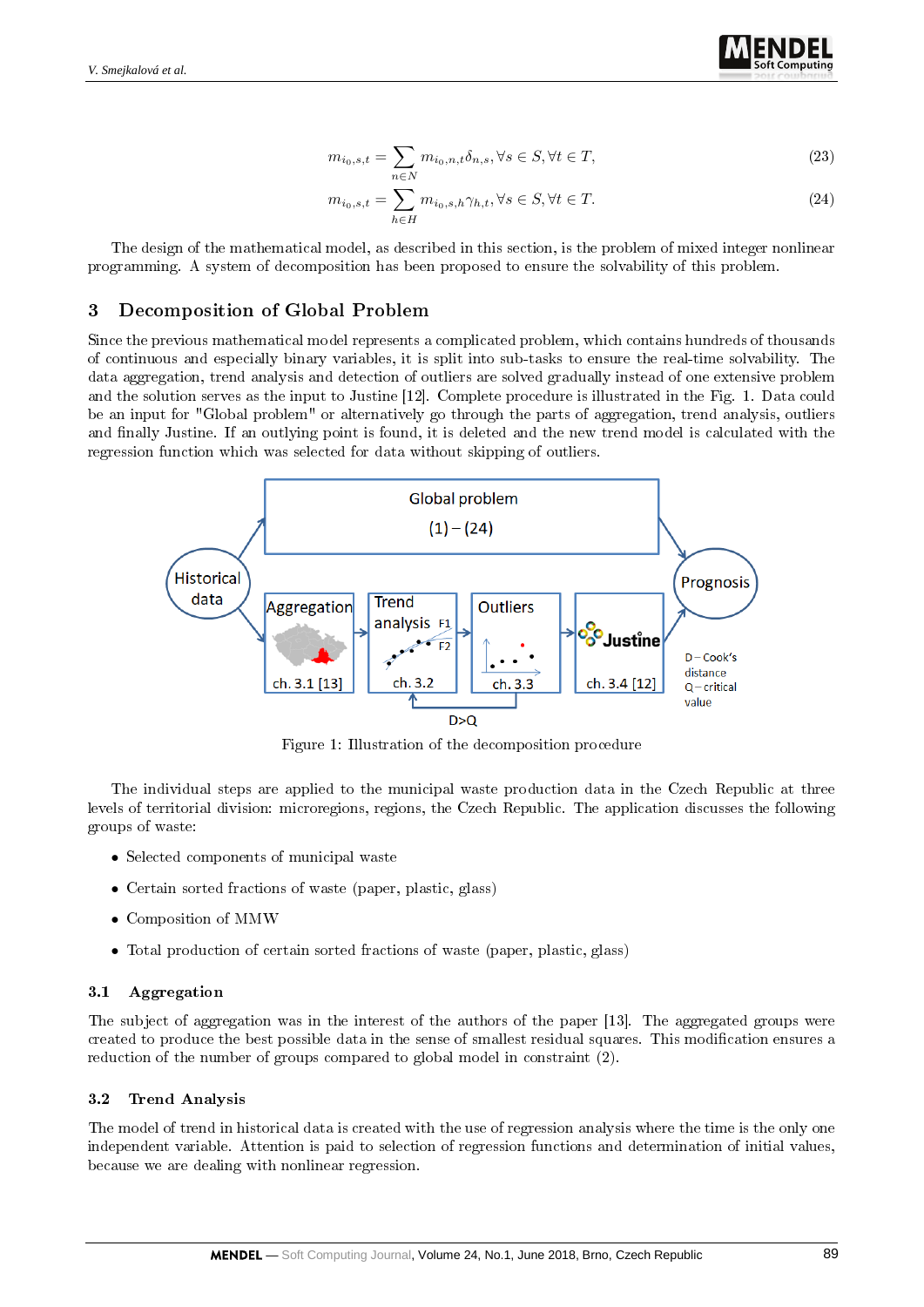$$m_{i_0,s,t} = \sum_{n \in N} m_{i_0,n,t} \delta_{n,s}, \forall s \in S, \forall t \in T, \tag{23}$$

$$m_{i_0,s,t} = \sum_{h \in H} m_{i_0,s,h} \gamma_{h,t}, \forall s \in S, \forall t \in T. \tag{24}$$

The design of the mathematical model, as described in this section, is the problem of mixed integer nonlinear programming. A system of decomposition has been proposed to ensure the solvability of this problem.

## 3 Decomposition of Global Problem

Since the previous mathematical model represents a complicated problem, which contains hundreds of thousands of continuous and especially binary variables, it is split into sub-tasks to ensure the real-time solvability. The data aggregation, trend analysis and detection of outliers are solved gradually instead of one extensive problem and the solution serves as the input to Justine [12]. Complete procedure is illustrated in the Fig. 1. Data could be an input for "Global problem" or alternatively go through the parts of aggregation, trend analysis, outliers and finally Justine. If an outlying point is found, it is deleted and the new trend model is calculated with the regression function which was selected for data without skipping of outliers.

Figure 1: Illustration of the decomposition procedure

The individual steps are applied to the municipal waste production data in the Czech Republic at three levels of territorial division: microregions, regions, the Czech Republic. The application discusses the following groups of waste:

- Selected components of municipal waste
- Certain sorted fractions of waste (paper, plastic, glass)
- Composition of MMW
- Total production of certain sorted fractions of waste (paper, plastic, glass)

### 3.1 Aggregation

The subject of aggregation was in the interest of the authors of the paper [13]. The aggregated groups were created to produce the best possible data in the sense of smallest residual squares. This modification ensures a reduction of the number of groups compared to global model in constraint (2).

### 3.2 Trend Analysis

The model of trend in historical data is created with the use of regression analysis where the time is the only one independent variable. Attention is paid to selection of regression functions and determination of initial values, because we are dealing with nonlinear regression.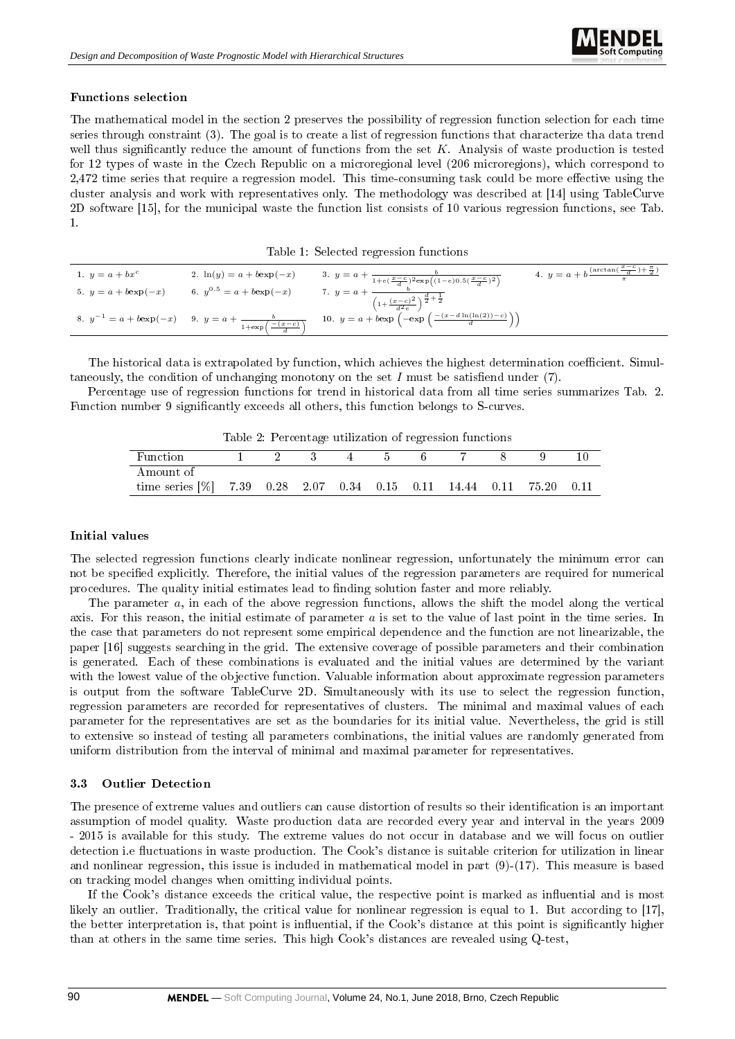### Functions selection

The mathematical model in the section 2 preserves the possibility of regression function selection for each time series through constraint (3). The goal is to create a list of regression functions that characterize tha data trend well thus significantly reduce the amount of functions from the set $K$. Analysis of waste production is tested for 12 types of waste in the Czech Republic on a microregional level (206 microregions), which correspond to 2,472 time series that require a regression model. This time-consuming task could be more effective using the cluster analysis and work with representatives only. The methodology was described at [14] using TableCurve 2D software [15], for the municipal waste the function list consists of 10 various regression functions, see Tab. 1.

Table 1: Selected regression functions

| | | | |
|---|---|---|---|
| 1. $y = a + bx^c$ | 2. $\ln(y) = a + b\exp(-x)$ | 3. $y = a + \frac{b}{1+e(\frac{x-c}{d})^2 \exp\left((1-e)0.5(\frac{x-c}{d})^2\right)}$ | 4. $y = a + b\frac{(\arctan(\frac{x-c}{d})+\frac{\pi}{2})}{\pi}$ |
| 5. $y = a + b\exp(-x)$ | 6. $y^{0.5} = a + b\exp(-x)$ | 7. $y = a + \frac{b}{\left(1+\frac{(x-c)^2}{d^2 e}\right)^{\frac{d}{2}+\frac{1}{2}}}$ | |
| 8. $y^{-1} = a + b\exp(-x)$ | 9. $y = a + \frac{b}{1+\exp\left(\frac{-(x-c)}{d}\right)}$ | 10. $y = a + b\exp\left(-\exp\left(\frac{-(x-d\ln(\ln(2)) - c)}{d}\right)\right)$ | |

The historical data is extrapolated by function, which achieves the highest determination coefficient. Simultaneously, the condition of unchanging monotony on the set $I$ must be satisfiend under (7).

Percentage use of regression functions for trend in historical data from all time series summarizes Tab. 2. Function number 9 significantly exceeds all others, this function belongs to S-curves.

Table 2: Percentage utilization of regression functions

| Function | 1 | 2 | 3 | 4 | 5 | 6 | 7 | 8 | 9 | 10 |
|---|---|---|---|---|---|---|---|---|---|---|
| Amount of time series [%] | 7.39 | 0.28 | 2.07 | 0.34 | 0.15 | 0.11 | 14.44 | 0.11 | 75.20 | 0.11 |

### Initial values

The selected regression functions clearly indicate nonlinear regression, unfortunately the minimum error can not be specified explicitly. Therefore, the initial values of the regression parameters are required for numerical procedures. The quality initial estimates lead to finding solution faster and more reliably.

The parameter $a$, in each of the above regression functions, allows the shift the model along the vertical axis. For this reason, the initial estimate of parameter $a$ is set to the value of last point in the time series. In the case that parameters do not represent some empirical dependence and the function are not linearizable, the paper [16] suggests searching in the grid. The extensive coverage of possible parameters and their combination is generated. Each of these combinations is evaluated and the initial values are determined by the variant with the lowest value of the objective function. Valuable information about approximate regression parameters is output from the software TableCurve 2D. Simultaneously with its use to select the regression function, regression parameters are recorded for representatives of clusters. The minimal and maximal values of each parameter for the representatives are set as the boundaries for its initial value. Nevertheless, the grid is still to extensive so instead of testing all parameters combinations, the initial values are randomly generated from uniform distribution from the interval of minimal and maximal parameter for representatives.

## 3.3 Outlier Detection

The presence of extreme values and outliers can cause distortion of results so their identification is an important assumption of model quality. Waste production data are recorded every year and interval in the years 2009 - 2015 is available for this study. The extreme values do not occur in database and we will focus on outlier detection i.e fluctuations in waste production. The Cook's distance is suitable criterion for utilization in linear and nonlinear regression, this issue is included in mathematical model in part (9)-(17). This measure is based on tracking model changes when omitting individual points.

If the Cook's distance exceeds the critical value, the respective point is marked as influential and is most likely an outlier. Traditionally, the critical value for nonlinear regression is equal to 1. But according to [17], the better interpretation is, that point is influential, if the Cook's distance at this point is significantly higher than at others in the same time series. This high Cook's distances are revealed using Q-test,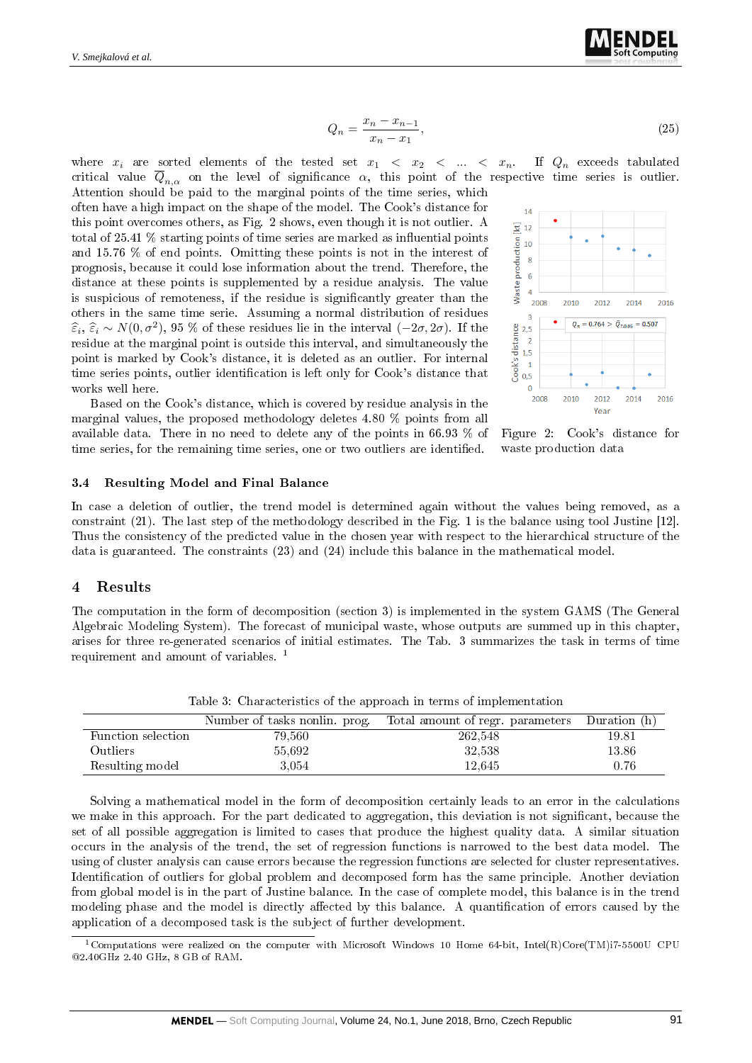$$Q_n = \frac{x_n - x_{n-1}}{x_n - x_1}, \tag{25}$$

where $x_i$ are sorted elements of the tested set $x_1 < x_2 < \dots < x_n$. If $Q_n$ exceeds tabulated critical value $\overline{Q}_{n,\alpha}$ on the level of significance $\alpha$, this point of the respective time series is outlier. Attention should be paid to the marginal points of the time series, which often have a high impact on the shape of the model. The Cook's distance for this point overcomes others, as Fig. 2 shows, even though it is not outlier. A total of 25.41 % starting points of time series are marked as influential points and 15.76 % of end points. Omitting these points is not in the interest of prognosis, because it could lose information about the trend. Therefore, the distance at these points is supplemented by a residue analysis. The value is suspicious of remoteness, if the residue is significantly greater than the others in the same time serie. Assuming a normal distribution of residues $\widehat{\varepsilon}_i$, $\widehat{\varepsilon}_i \sim N(0, \sigma^2)$, 95 % of these residues lie in the interval $(-2\sigma, 2\sigma)$. If the residue at the marginal point is outside this interval, and simultaneously the point is marked by Cook's distance, it is deleted as an outlier. For internal time series points, outlier identification is left only for Cook's distance that works well here.

Based on the Cook's distance, which is covered by residue analysis in the marginal values, the proposed methodology deletes 4.80 % points from all available data. There in no need to delete any of the points in 66.93 % of time series, for the remaining time series, one or two outliers are identified.

Figure 2: Cook's distance for waste production data

### 3.4 Resulting Model and Final Balance

In case a deletion of outlier, the trend model is determined again without the values being removed, as a constraint (21). The last step of the methodology described in the Fig. 1 is the balance using tool Justine [12]. Thus the consistency of the predicted value in the chosen year with respect to the hierarchical structure of the data is guaranteed. The constraints (23) and (24) include this balance in the mathematical model.

## 4 Results

The computation in the form of decomposition (section 3) is implemented in the system GAMS (The General Algebraic Modeling System). The forecast of municipal waste, whose outputs are summed up in this chapter, arises for three re-generated scenarios of initial estimates. The Tab. 3 summarizes the task in terms of time requirement and amount of variables. [1]

Table 3: Characteristics of the approach in terms of implementation

| | Number of tasks nonlin. prog. | Total amount of regr. parameters | Duration (h) |
|---|---|---|---|
| Function selection | 79,560 | 262,548 | 19.81 |
| Outliers | 55,692 | 32,538 | 13.86 |
| Resulting model | 3,054 | 12,645 | 0.76 |

Solving a mathematical model in the form of decomposition certainly leads to an error in the calculations we make in this approach. For the part dedicated to aggregation, this deviation is not significant, because the set of all possible aggregation is limited to cases that produce the highest quality data. A similar situation occurs in the analysis of the trend, the set of regression functions is narrowed to the best data model. The using of cluster analysis can cause errors because the regression functions are selected for cluster representatives. Identification of outliers for global problem and decomposed form has the same principle. Another deviation from global model is in the part of Justine balance. In the case of complete model, this balance is in the trend modeling phase and the model is directly affected by this balance. A quantification of errors caused by the application of a decomposed task is the subject of further development.

[1] Computations were realized on the computer with Microsoft Windows 10 Home 64-bit, Intel(R)Core(TM)i7-5500U CPU @2.40GHz 2.40 GHz, 8 GB of RAM.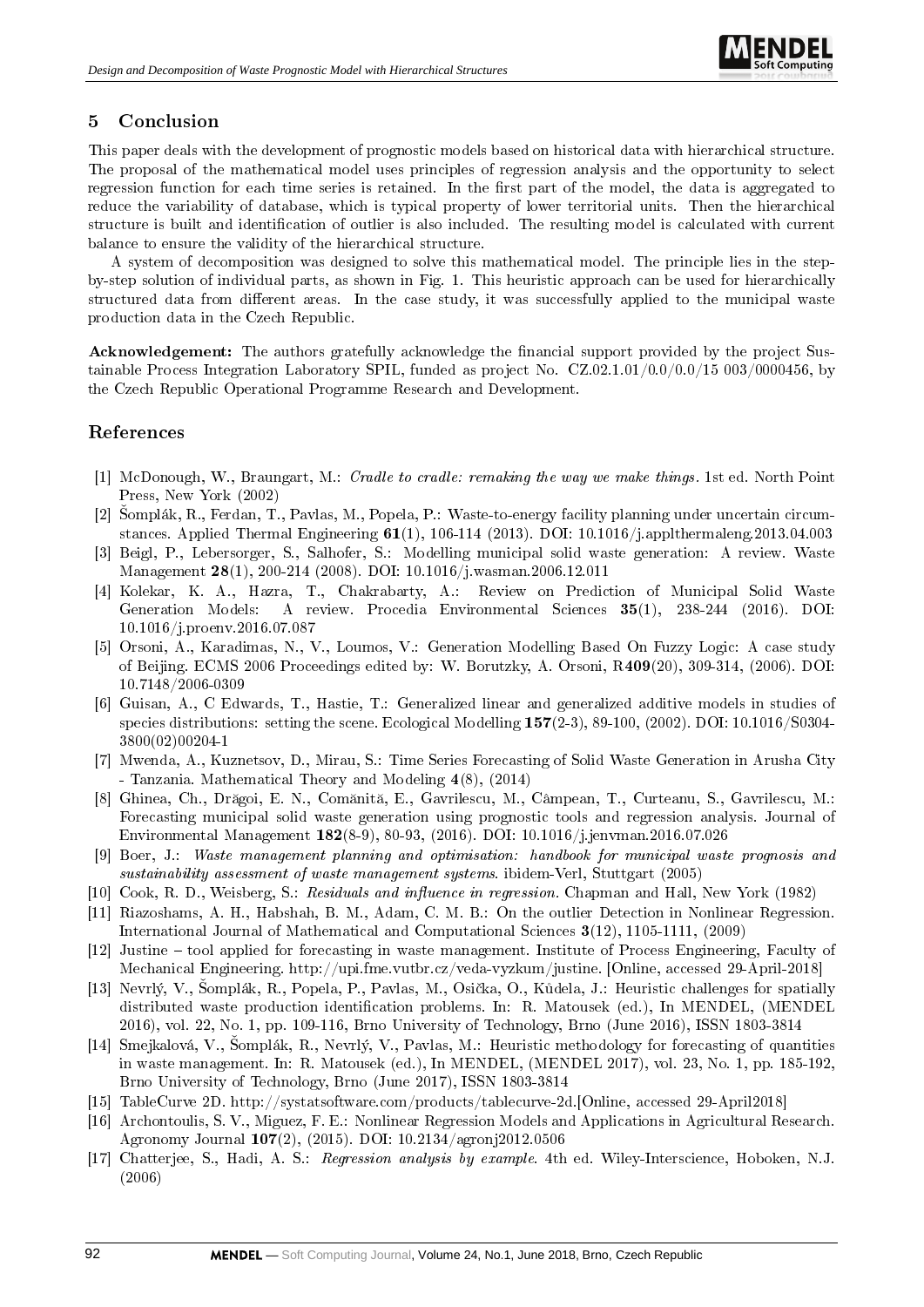## 5 Conclusion

This paper deals with the development of prognostic models based on historical data with hierarchical structure. The proposal of the mathematical model uses principles of regression analysis and the opportunity to select regression function for each time series is retained. In the first part of the model, the data is aggregated to reduce the variability of database, which is typical property of lower territorial units. Then the hierarchical structure is built and identification of outlier is also included. The resulting model is calculated with current balance to ensure the validity of the hierarchical structure.

A system of decomposition was designed to solve this mathematical model. The principle lies in the step-by-step solution of individual parts, as shown in Fig. 1. This heuristic approach can be used for hierarchically structured data from different areas. In the case study, it was successfully applied to the municipal waste production data in the Czech Republic.

**Acknowledgement:** The authors gratefully acknowledge the financial support provided by the project Sustainable Process Integration Laboratory SPIL, funded as project No. CZ.02.1.01/0.0/0.0/15 003/0000456, by the Czech Republic Operational Programme Research and Development.

## References

[1] McDonough, W., Braungart, M.: *Cradle to cradle: remaking the way we make things*. 1st ed. North Point Press, New York (2002)

[2] Šomplák, R., Ferdan, T., Pavlas, M., Popela, P.: Waste-to-energy facility planning under uncertain circumstances. Applied Thermal Engineering **61**(1), 106-114 (2013). DOI: 10.1016/j.applthermaleng.2013.04.003

[3] Beigl, P., Lebersorger, S., Salhofer, S.: Modelling municipal solid waste generation: A review. Waste Management **28**(1), 200-214 (2008). DOI: 10.1016/j.wasman.2006.12.011

[4] Kolekar, K. A., Hazra, T., Chakrabarty, A.: Review on Prediction of Municipal Solid Waste Generation Models: A review. Procedia Environmental Sciences **35**(1), 238-244 (2016). DOI: 10.1016/j.proenv.2016.07.087

[5] Orsoni, A., Karadimas, N., V., Loumos, V.: Generation Modelling Based On Fuzzy Logic: A case study of Beijing. ECMS 2006 Proceedings edited by: W. Borutzky, A. Orsoni, R**409**(20), 309-314, (2006). DOI: 10.7148/2006-0309

[6] Guisan, A., C Edwards, T., Hastie, T.: Generalized linear and generalized additive models in studies of species distributions: setting the scene. Ecological Modelling **157**(2-3), 89-100, (2002). DOI: 10.1016/S0304-3800(02)00204-1

[7] Mwenda, A., Kuznetsov, D., Mirau, S.: Time Series Forecasting of Solid Waste Generation in Arusha City - Tanzania. Mathematical Theory and Modeling **4**(8), (2014)

[8] Ghinea, Ch., Drăgoi, E. N., Comăniță, E., Gavrilescu, M., Câmpean, T., Curteanu, S., Gavrilescu, M.: Forecasting municipal solid waste generation using prognostic tools and regression analysis. Journal of Environmental Management **182**(8-9), 80-93, (2016). DOI: 10.1016/j.jenvman.2016.07.026

[9] Boer, J.: *Waste management planning and optimisation: handbook for municipal waste prognosis and sustainability assessment of waste management systems*. ibidem-Verl, Stuttgart (2005)

[10] Cook, R. D., Weisberg, S.: *Residuals and influence in regression*. Chapman and Hall, New York (1982)

[11] Riazoshams, A. H., Habshah, B. M., Adam, C. M. B.: On the outlier Detection in Nonlinear Regression. International Journal of Mathematical and Computational Sciences **3**(12), 1105-1111, (2009)

[12] Justine – tool applied for forecasting in waste management. Institute of Process Engineering, Faculty of Mechanical Engineering. http://upi.fme.vutbr.cz/veda-vyzkum/justine. [Online, accessed 29-April-2018]

[13] Nevrlý, V., Šomplák, R., Popela, P., Pavlas, M., Osička, O., Kůdela, J.: Heuristic challenges for spatially distributed waste production identification problems. In: R. Matousek (ed.), In MENDEL, (MENDEL 2016), vol. 22, No. 1, pp. 109-116, Brno University of Technology, Brno (June 2016), ISSN 1803-3814

[14] Smejkalová, V., Šomplák, R., Nevrlý, V., Pavlas, M.: Heuristic methodology for forecasting of quantities in waste management. In: R. Matousek (ed.), In MENDEL, (MENDEL 2017), vol. 23, No. 1, pp. 185-192, Brno University of Technology, Brno (June 2017), ISSN 1803-3814

[15] TableCurve 2D. http://systatsoftware.com/products/tablecurve-2d.[Online, accessed 29-April2018]

[16] Archontoulis, S. V., Miguez, F. E.: Nonlinear Regression Models and Applications in Agricultural Research. Agronomy Journal **107**(2), (2015). DOI: 10.2134/agronj2012.0506

[17] Chatterjee, S., Hadi, A. S.: *Regression analysis by example*. 4th ed. Wiley-Interscience, Hoboken, N.J. (2006)